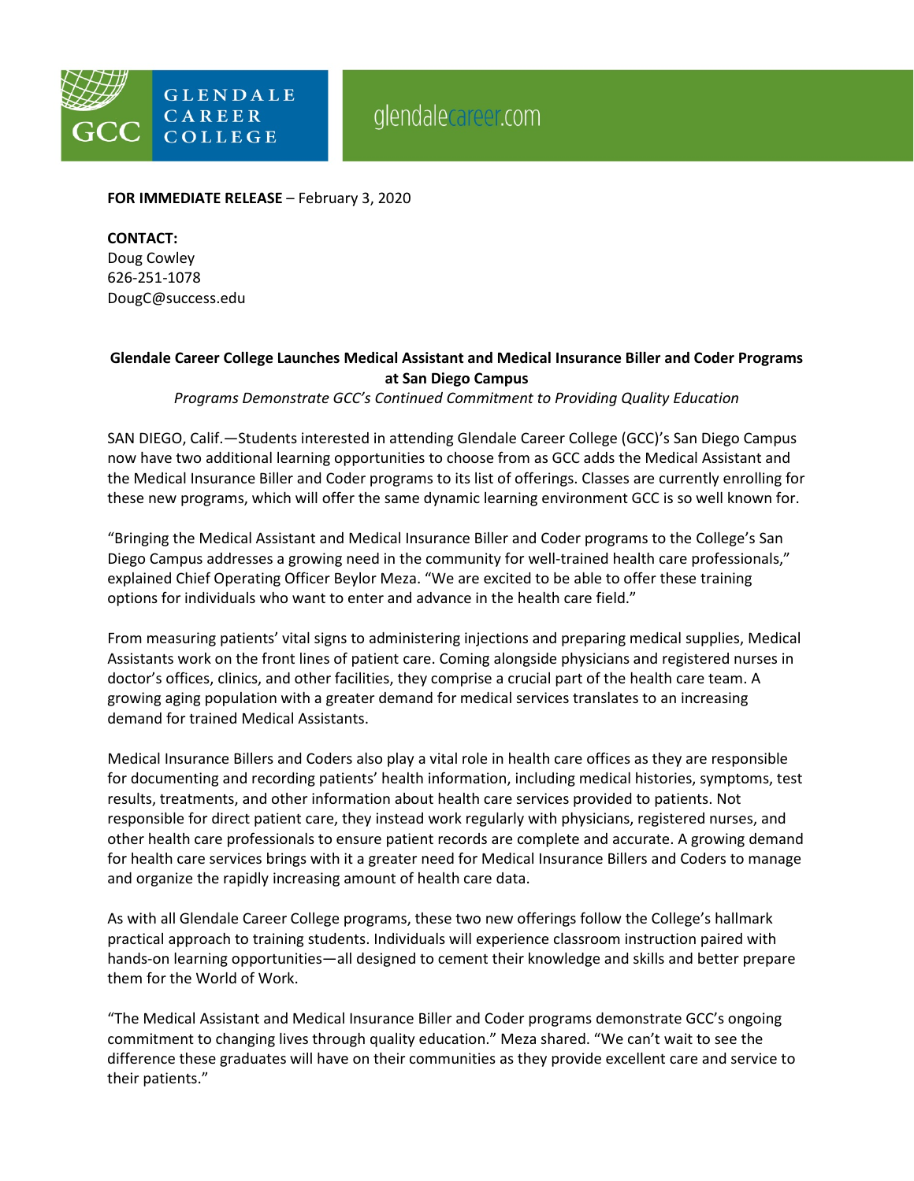GLENDALE CAREER COLLEGE

glendalecareer.com

**FOR IMMEDIATE RELEASE** – February 3, 2020

**CONTACT:**
Doug Cowley
626-251-1078
DougC@success.edu

**Glendale Career College Launches Medical Assistant and Medical Insurance Biller and Coder Programs at San Diego Campus**

*Programs Demonstrate GCC's Continued Commitment to Providing Quality Education*

SAN DIEGO, Calif.—Students interested in attending Glendale Career College (GCC)'s San Diego Campus now have two additional learning opportunities to choose from as GCC adds the Medical Assistant and the Medical Insurance Biller and Coder programs to its list of offerings. Classes are currently enrolling for these new programs, which will offer the same dynamic learning environment GCC is so well known for.

"Bringing the Medical Assistant and Medical Insurance Biller and Coder programs to the College's San Diego Campus addresses a growing need in the community for well-trained health care professionals," explained Chief Operating Officer Beylor Meza. "We are excited to be able to offer these training options for individuals who want to enter and advance in the health care field."

From measuring patients' vital signs to administering injections and preparing medical supplies, Medical Assistants work on the front lines of patient care. Coming alongside physicians and registered nurses in doctor's offices, clinics, and other facilities, they comprise a crucial part of the health care team. A growing aging population with a greater demand for medical services translates to an increasing demand for trained Medical Assistants.

Medical Insurance Billers and Coders also play a vital role in health care offices as they are responsible for documenting and recording patients' health information, including medical histories, symptoms, test results, treatments, and other information about health care services provided to patients. Not responsible for direct patient care, they instead work regularly with physicians, registered nurses, and other health care professionals to ensure patient records are complete and accurate. A growing demand for health care services brings with it a greater need for Medical Insurance Billers and Coders to manage and organize the rapidly increasing amount of health care data.

As with all Glendale Career College programs, these two new offerings follow the College's hallmark practical approach to training students. Individuals will experience classroom instruction paired with hands-on learning opportunities—all designed to cement their knowledge and skills and better prepare them for the World of Work.

"The Medical Assistant and Medical Insurance Biller and Coder programs demonstrate GCC's ongoing commitment to changing lives through quality education." Meza shared. "We can't wait to see the difference these graduates will have on their communities as they provide excellent care and service to their patients."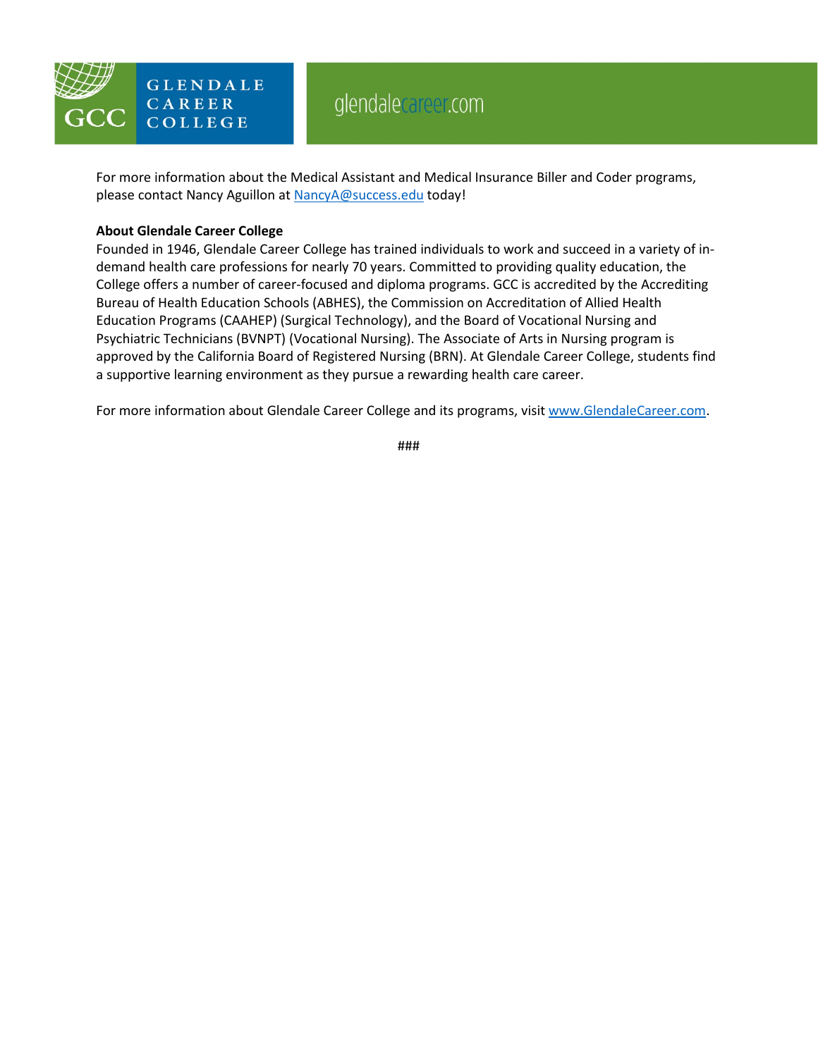For more information about the Medical Assistant and Medical Insurance Biller and Coder programs, please contact Nancy Aguillon at NancyA@success.edu today!

**About Glendale Career College**

Founded in 1946, Glendale Career College has trained individuals to work and succeed in a variety of in-demand health care professions for nearly 70 years. Committed to providing quality education, the College offers a number of career-focused and diploma programs. GCC is accredited by the Accrediting Bureau of Health Education Schools (ABHES), the Commission on Accreditation of Allied Health Education Programs (CAAHEP) (Surgical Technology), and the Board of Vocational Nursing and Psychiatric Technicians (BVNPT) (Vocational Nursing). The Associate of Arts in Nursing program is approved by the California Board of Registered Nursing (BRN). At Glendale Career College, students find a supportive learning environment as they pursue a rewarding health care career.

For more information about Glendale Career College and its programs, visit www.GlendaleCareer.com.

###